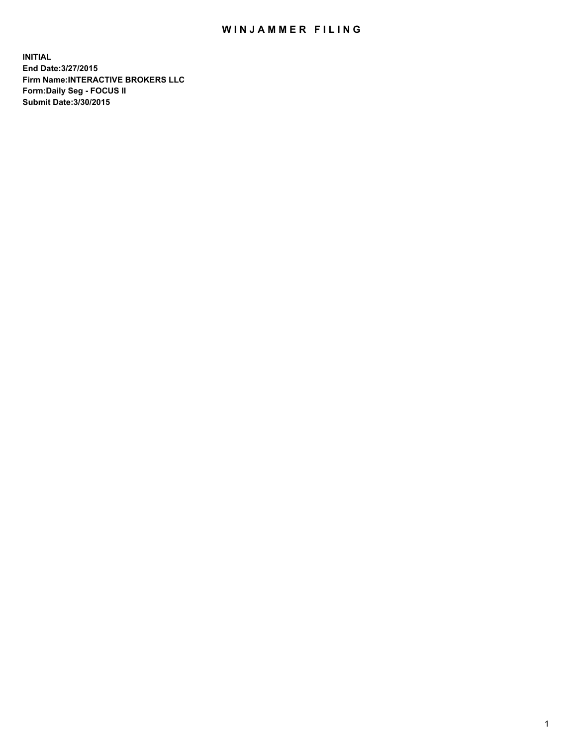# WINJAMMER FILING

**INITIAL**
**End Date:3/27/2015**
**Firm Name:INTERACTIVE BROKERS LLC**
**Form:Daily Seg - FOCUS II**
**Submit Date:3/30/2015**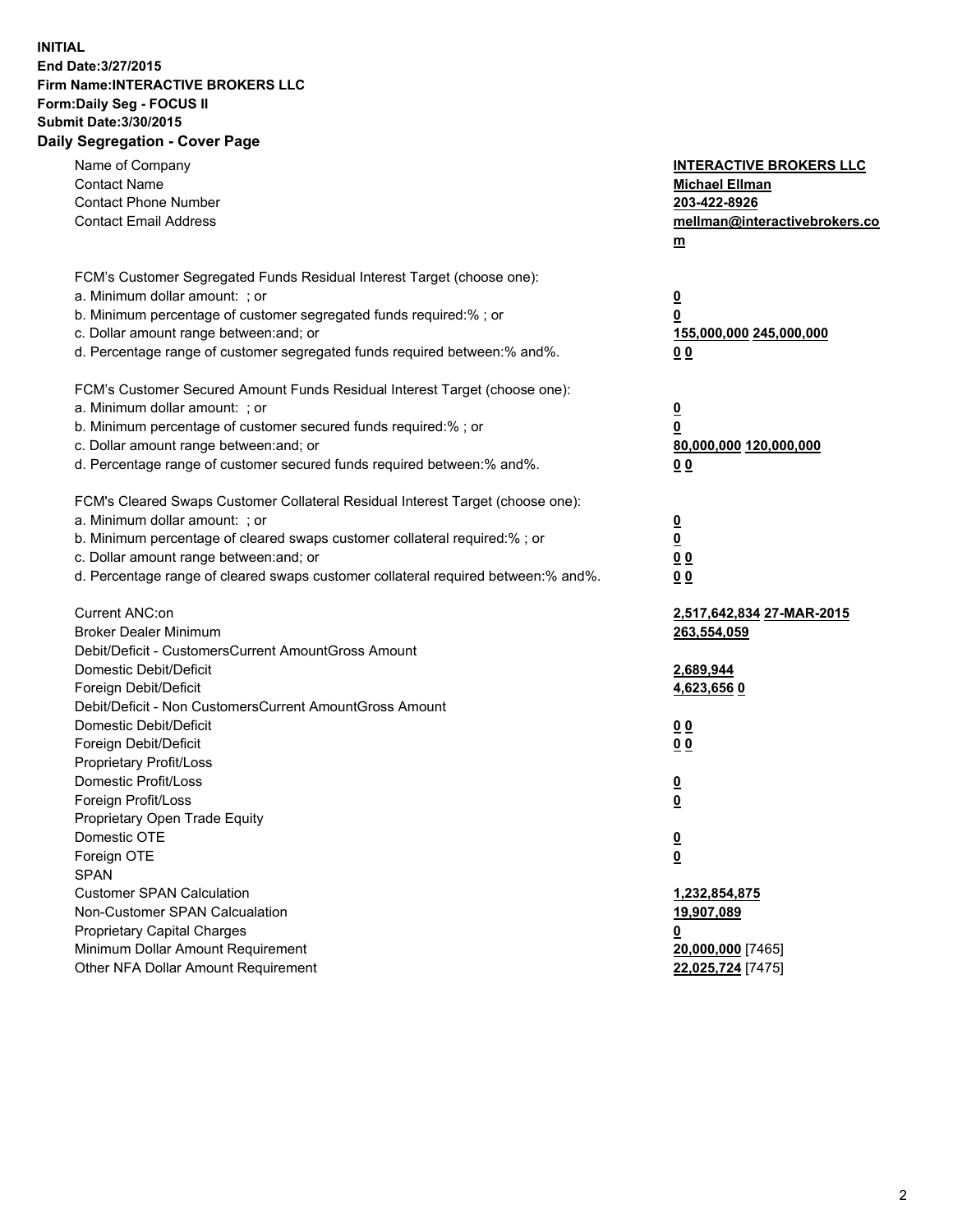**INITIAL**
**End Date:3/27/2015**
**Firm Name:INTERACTIVE BROKERS LLC**
**Form:Daily Seg - FOCUS II**
**Submit Date:3/30/2015**

## Daily Segregation - Cover Page

| | |
|---|---|
| Name of Company | **INTERACTIVE BROKERS LLC** |
| Contact Name | **Michael Ellman** |
| Contact Phone Number | **203-422-8926** |
| Contact Email Address | **mellman@interactivebrokers.com** |
| FCM's Customer Segregated Funds Residual Interest Target (choose one): | |
| a. Minimum dollar amount: ; or | **0** |
| b. Minimum percentage of customer segregated funds required:% ; or | **0** |
| c. Dollar amount range between:and; or | **155,000,000 245,000,000** |
| d. Percentage range of customer segregated funds required between:% and%. | **0 0** |
| FCM's Customer Secured Amount Funds Residual Interest Target (choose one): | |
| a. Minimum dollar amount: ; or | **0** |
| b. Minimum percentage of customer secured funds required:% ; or | **0** |
| c. Dollar amount range between:and; or | **80,000,000 120,000,000** |
| d. Percentage range of customer secured funds required between:% and%. | **0 0** |
| FCM's Cleared Swaps Customer Collateral Residual Interest Target (choose one): | |
| a. Minimum dollar amount: ; or | **0** |
| b. Minimum percentage of cleared swaps customer collateral required:% ; or | **0** |
| c. Dollar amount range between:and; or | **0 0** |
| d. Percentage range of cleared swaps customer collateral required between:% and%. | **0 0** |
| Current ANC:on | **2,517,642,834 27-MAR-2015** |
| Broker Dealer Minimum | **263,554,059** |
| Debit/Deficit - CustomersCurrent AmountGross Amount | |
| Domestic Debit/Deficit | **2,689,944** |
| Foreign Debit/Deficit | **4,623,656 0** |
| Debit/Deficit - Non CustomersCurrent AmountGross Amount | |
| Domestic Debit/Deficit | **0 0** |
| Foreign Debit/Deficit | **0 0** |
| Proprietary Profit/Loss | |
| Domestic Profit/Loss | **0** |
| Foreign Profit/Loss | **0** |
| Proprietary Open Trade Equity | |
| Domestic OTE | **0** |
| Foreign OTE | **0** |
| SPAN | |
| Customer SPAN Calculation | **1,232,854,875** |
| Non-Customer SPAN Calcualation | **19,907,089** |
| Proprietary Capital Charges | **0** |
| Minimum Dollar Amount Requirement | **20,000,000** [7465] |
| Other NFA Dollar Amount Requirement | **22,025,724** [7475] |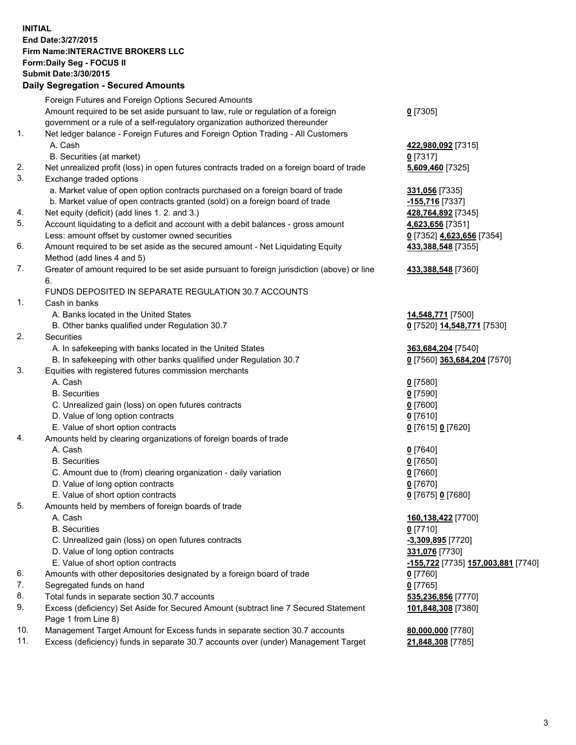**INITIAL**
**End Date:3/27/2015**
**Firm Name:INTERACTIVE BROKERS LLC**
**Form:Daily Seg - FOCUS II**
**Submit Date:3/30/2015**

**Daily Segregation - Secured Amounts**

| | | |
|---|---|---|
| | Foreign Futures and Foreign Options Secured Amounts | |
| | Amount required to be set aside pursuant to law, rule or regulation of a foreign government or a rule of a self-regulatory organization authorized thereunder | **0** [7305] |
| 1. | Net ledger balance - Foreign Futures and Foreign Option Trading - All Customers | |
| | A. Cash | **422,980,092** [7315] |
| | B. Securities (at market) | **0** [7317] |
| 2. | Net unrealized profit (loss) in open futures contracts traded on a foreign board of trade | **5,609,460** [7325] |
| 3. | Exchange traded options | |
| | a. Market value of open option contracts purchased on a foreign board of trade | **331,056** [7335] |
| | b. Market value of open contracts granted (sold) on a foreign board of trade | **-155,716** [7337] |
| 4. | Net equity (deficit) (add lines 1. 2. and 3.) | **428,764,892** [7345] |
| 5. | Account liquidating to a deficit and account with a debit balances - gross amount | **4,623,656** [7351] |
| | Less: amount offset by customer owned securities | **0** [7352] **4,623,656** [7354] |
| 6. | Amount required to be set aside as the secured amount - Net Liquidating Equity Method (add lines 4 and 5) | **433,388,548** [7355] |
| 7. | Greater of amount required to be set aside pursuant to foreign jurisdiction (above) or line 6. | **433,388,548** [7360] |
| | FUNDS DEPOSITED IN SEPARATE REGULATION 30.7 ACCOUNTS | |
| 1. | Cash in banks | |
| | A. Banks located in the United States | **14,548,771** [7500] |
| | B. Other banks qualified under Regulation 30.7 | **0** [7520] **14,548,771** [7530] |
| 2. | Securities | |
| | A. In safekeeping with banks located in the United States | **363,684,204** [7540] |
| | B. In safekeeping with other banks qualified under Regulation 30.7 | **0** [7560] **363,684,204** [7570] |
| 3. | Equities with registered futures commission merchants | |
| | A. Cash | **0** [7580] |
| | B. Securities | **0** [7590] |
| | C. Unrealized gain (loss) on open futures contracts | **0** [7600] |
| | D. Value of long option contracts | **0** [7610] |
| | E. Value of short option contracts | **0** [7615] **0** [7620] |
| 4. | Amounts held by clearing organizations of foreign boards of trade | |
| | A. Cash | **0** [7640] |
| | B. Securities | **0** [7650] |
| | C. Amount due to (from) clearing organization - daily variation | **0** [7660] |
| | D. Value of long option contracts | **0** [7670] |
| | E. Value of short option contracts | **0** [7675] **0** [7680] |
| 5. | Amounts held by members of foreign boards of trade | |
| | A. Cash | **160,138,422** [7700] |
| | B. Securities | **0** [7710] |
| | C. Unrealized gain (loss) on open futures contracts | **-3,309,895** [7720] |
| | D. Value of long option contracts | **331,076** [7730] |
| | E. Value of short option contracts | **-155,722** [7735] **157,003,881** [7740] |
| 6. | Amounts with other depositories designated by a foreign board of trade | **0** [7760] |
| 7. | Segregated funds on hand | **0** [7765] |
| 8. | Total funds in separate section 30.7 accounts | **535,236,856** [7770] |
| 9. | Excess (deficiency) Set Aside for Secured Amount (subtract line 7 Secured Statement Page 1 from Line 8) | **101,848,308** [7380] |
| 10. | Management Target Amount for Excess funds in separate section 30.7 accounts | **80,000,000** [7780] |
| 11. | Excess (deficiency) funds in separate 30.7 accounts over (under) Management Target | **21,848,308** [7785] |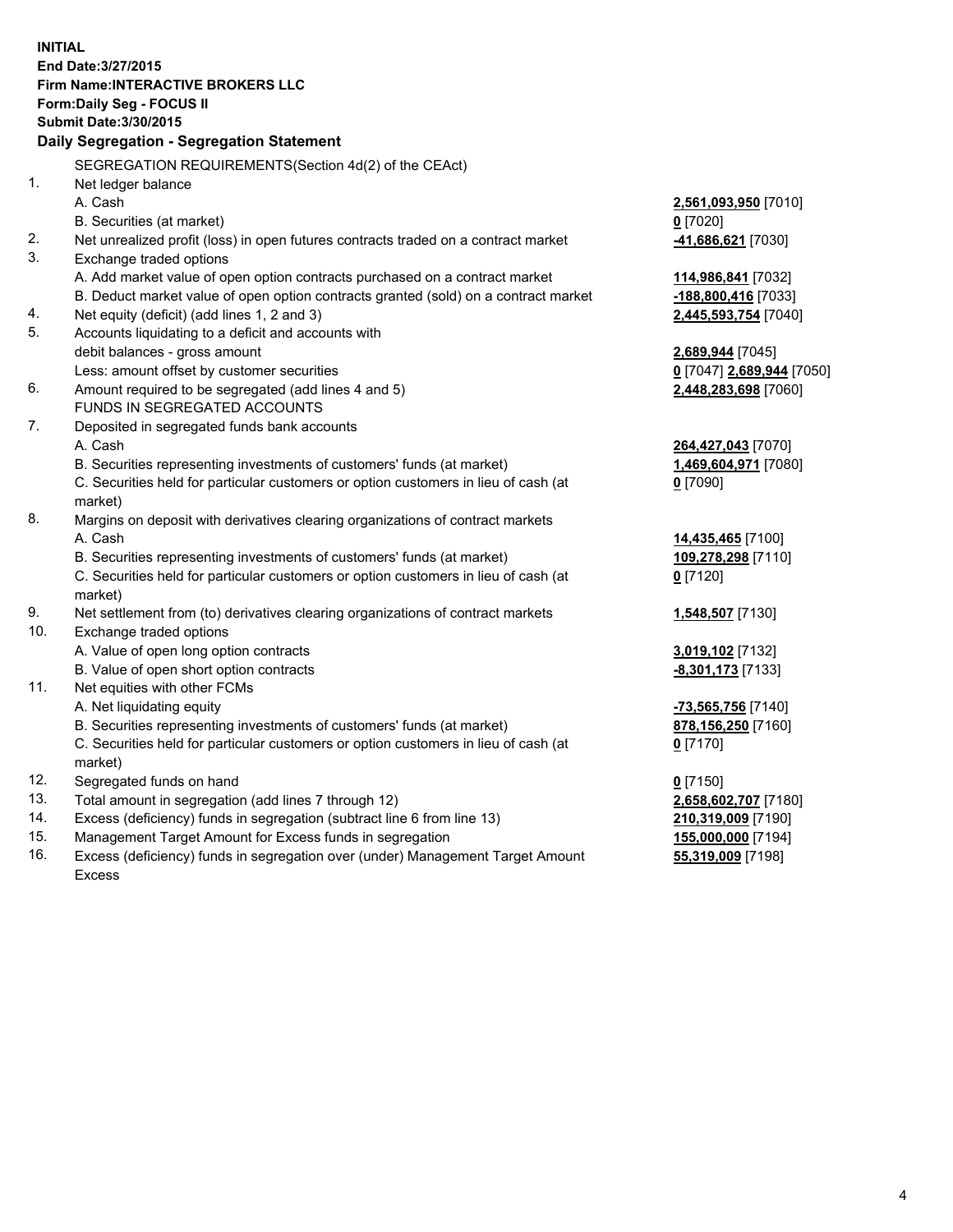**INITIAL**
**End Date:3/27/2015**
**Firm Name:INTERACTIVE BROKERS LLC**
**Form:Daily Seg - FOCUS II**
**Submit Date:3/30/2015**

## Daily Segregation - Segregation Statement

| | | |
|---|---|---|
| | SEGREGATION REQUIREMENTS(Section 4d(2) of the CEAct) | |
| 1. | Net ledger balance | |
| | A. Cash | **2,561,093,950** [7010] |
| | B. Securities (at market) | **0** [7020] |
| 2. | Net unrealized profit (loss) in open futures contracts traded on a contract market | **-41,686,621** [7030] |
| 3. | Exchange traded options | |
| | A. Add market value of open option contracts purchased on a contract market | **114,986,841** [7032] |
| | B. Deduct market value of open option contracts granted (sold) on a contract market | **-188,800,416** [7033] |
| 4. | Net equity (deficit) (add lines 1, 2 and 3) | **2,445,593,754** [7040] |
| 5. | Accounts liquidating to a deficit and accounts with debit balances - gross amount | **2,689,944** [7045] |
| | Less: amount offset by customer securities | **0** [7047] **2,689,944** [7050] |
| 6. | Amount required to be segregated (add lines 4 and 5) | **2,448,283,698** [7060] |
| | FUNDS IN SEGREGATED ACCOUNTS | |
| 7. | Deposited in segregated funds bank accounts | |
| | A. Cash | **264,427,043** [7070] |
| | B. Securities representing investments of customers' funds (at market) | **1,469,604,971** [7080] |
| | C. Securities held for particular customers or option customers in lieu of cash (at market) | **0** [7090] |
| 8. | Margins on deposit with derivatives clearing organizations of contract markets | |
| | A. Cash | **14,435,465** [7100] |
| | B. Securities representing investments of customers' funds (at market) | **109,278,298** [7110] |
| | C. Securities held for particular customers or option customers in lieu of cash (at market) | **0** [7120] |
| 9. | Net settlement from (to) derivatives clearing organizations of contract markets | **1,548,507** [7130] |
| 10. | Exchange traded options | |
| | A. Value of open long option contracts | **3,019,102** [7132] |
| | B. Value of open short option contracts | **-8,301,173** [7133] |
| 11. | Net equities with other FCMs | |
| | A. Net liquidating equity | **-73,565,756** [7140] |
| | B. Securities representing investments of customers' funds (at market) | **878,156,250** [7160] |
| | C. Securities held for particular customers or option customers in lieu of cash (at market) | **0** [7170] |
| 12. | Segregated funds on hand | **0** [7150] |
| 13. | Total amount in segregation (add lines 7 through 12) | **2,658,602,707** [7180] |
| 14. | Excess (deficiency) funds in segregation (subtract line 6 from line 13) | **210,319,009** [7190] |
| 15. | Management Target Amount for Excess funds in segregation | **155,000,000** [7194] |
| 16. | Excess (deficiency) funds in segregation over (under) Management Target Amount Excess | **55,319,009** [7198] |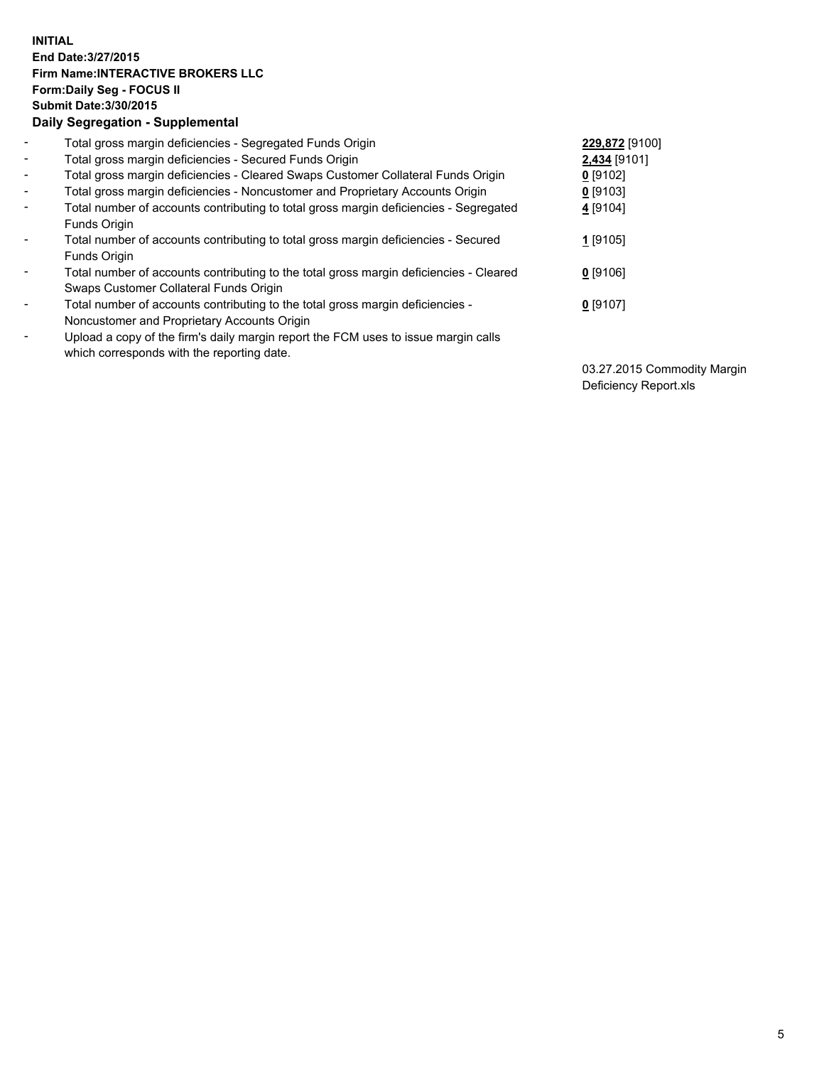**INITIAL**
**End Date:3/27/2015**
**Firm Name:INTERACTIVE BROKERS LLC**
**Form:Daily Seg - FOCUS II**
**Submit Date:3/30/2015**

**Daily Segregation - Supplemental**

| | | |
|---|---|---|
| - | Total gross margin deficiencies - Segregated Funds Origin | **229,872** [9100] |
| - | Total gross margin deficiencies - Secured Funds Origin | **2,434** [9101] |
| - | Total gross margin deficiencies - Cleared Swaps Customer Collateral Funds Origin | **0** [9102] |
| - | Total gross margin deficiencies - Noncustomer and Proprietary Accounts Origin | **0** [9103] |
| - | Total number of accounts contributing to total gross margin deficiencies - Segregated Funds Origin | **4** [9104] |
| - | Total number of accounts contributing to total gross margin deficiencies - Secured Funds Origin | **1** [9105] |
| - | Total number of accounts contributing to the total gross margin deficiencies - Cleared Swaps Customer Collateral Funds Origin | **0** [9106] |
| - | Total number of accounts contributing to the total gross margin deficiencies - Noncustomer and Proprietary Accounts Origin | **0** [9107] |
| - | Upload a copy of the firm's daily margin report the FCM uses to issue margin calls which corresponds with the reporting date. | 03.27.2015 Commodity Margin Deficiency Report.xls |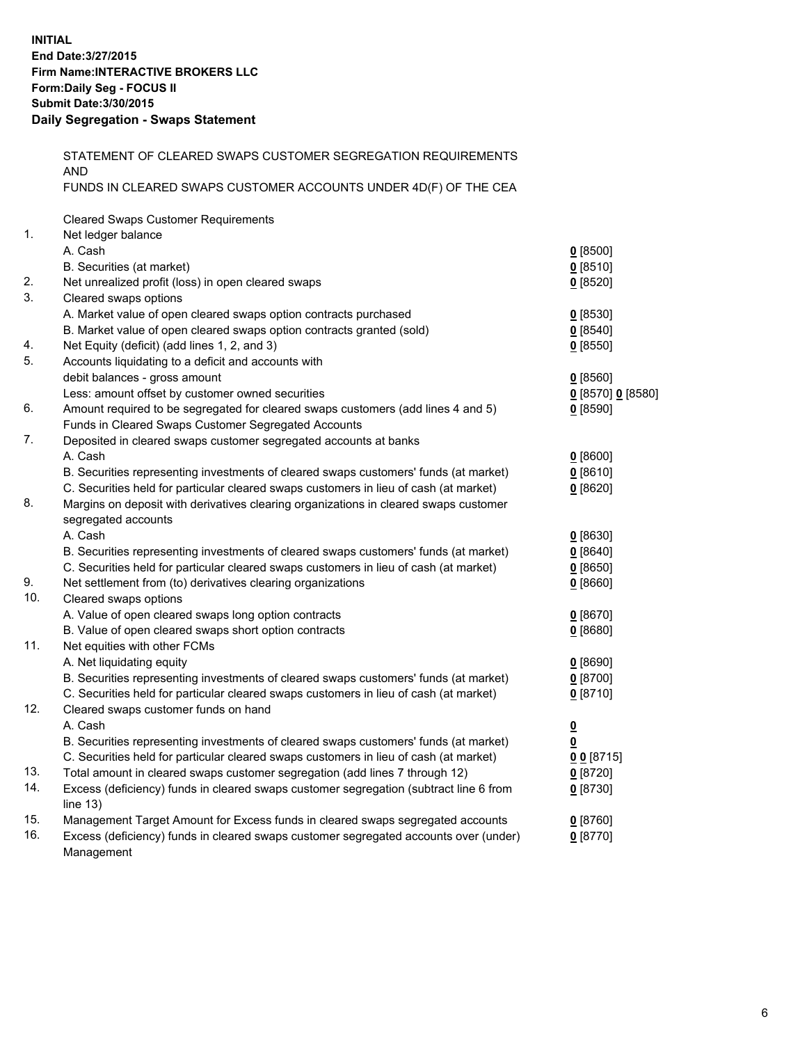**INITIAL**
**End Date:3/27/2015**
**Firm Name:INTERACTIVE BROKERS LLC**
**Form:Daily Seg - FOCUS II**
**Submit Date:3/30/2015**
**Daily Segregation - Swaps Statement**

STATEMENT OF CLEARED SWAPS CUSTOMER SEGREGATION REQUIREMENTS
AND
FUNDS IN CLEARED SWAPS CUSTOMER ACCOUNTS UNDER 4D(F) OF THE CEA

| | | |
|---|---|---|
| | Cleared Swaps Customer Requirements | |
| 1. | Net ledger balance | |
| | A. Cash | 0 [8500] |
| | B. Securities (at market) | 0 [8510] |
| 2. | Net unrealized profit (loss) in open cleared swaps | 0 [8520] |
| 3. | Cleared swaps options | |
| | A. Market value of open cleared swaps option contracts purchased | 0 [8530] |
| | B. Market value of open cleared swaps option contracts granted (sold) | 0 [8540] |
| 4. | Net Equity (deficit) (add lines 1, 2, and 3) | 0 [8550] |
| 5. | Accounts liquidating to a deficit and accounts with | |
| | debit balances - gross amount | 0 [8560] |
| | Less: amount offset by customer owned securities | 0 [8570] 0 [8580] |
| 6. | Amount required to be segregated for cleared swaps customers (add lines 4 and 5) | 0 [8590] |
| | Funds in Cleared Swaps Customer Segregated Accounts | |
| 7. | Deposited in cleared swaps customer segregated accounts at banks | |
| | A. Cash | 0 [8600] |
| | B. Securities representing investments of cleared swaps customers' funds (at market) | 0 [8610] |
| | C. Securities held for particular cleared swaps customers in lieu of cash (at market) | 0 [8620] |
| 8. | Margins on deposit with derivatives clearing organizations in cleared swaps customer segregated accounts | |
| | A. Cash | 0 [8630] |
| | B. Securities representing investments of cleared swaps customers' funds (at market) | 0 [8640] |
| | C. Securities held for particular cleared swaps customers in lieu of cash (at market) | 0 [8650] |
| 9. | Net settlement from (to) derivatives clearing organizations | 0 [8660] |
| 10. | Cleared swaps options | |
| | A. Value of open cleared swaps long option contracts | 0 [8670] |
| | B. Value of open cleared swaps short option contracts | 0 [8680] |
| 11. | Net equities with other FCMs | |
| | A. Net liquidating equity | 0 [8690] |
| | B. Securities representing investments of cleared swaps customers' funds (at market) | 0 [8700] |
| | C. Securities held for particular cleared swaps customers in lieu of cash (at market) | 0 [8710] |
| 12. | Cleared swaps customer funds on hand | |
| | A. Cash | 0 |
| | B. Securities representing investments of cleared swaps customers' funds (at market) | 0 |
| | C. Securities held for particular cleared swaps customers in lieu of cash (at market) | 0 0 [8715] |
| 13. | Total amount in cleared swaps customer segregation (add lines 7 through 12) | 0 [8720] |
| 14. | Excess (deficiency) funds in cleared swaps customer segregation (subtract line 6 from line 13) | 0 [8730] |
| 15. | Management Target Amount for Excess funds in cleared swaps segregated accounts | 0 [8760] |
| 16. | Excess (deficiency) funds in cleared swaps customer segregated accounts over (under) Management | 0 [8770] |